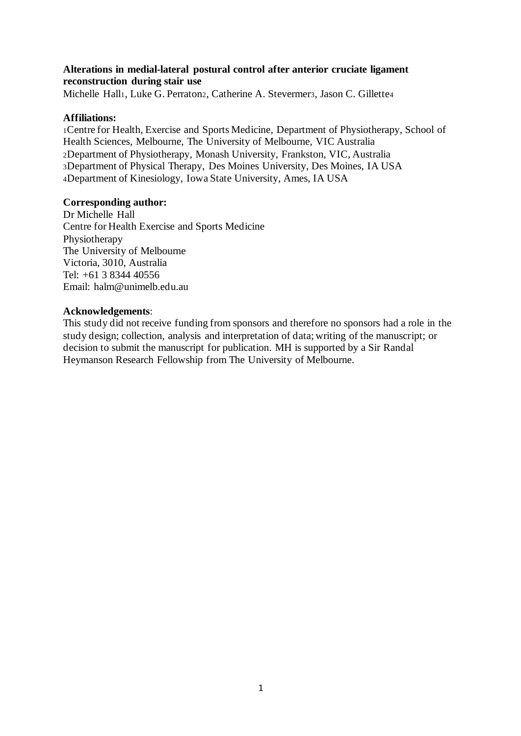# Alterations in medial-lateral postural control after anterior cruciate ligament reconstruction during stair use

Michelle Hall[1], Luke G. Perraton[2], Catherine A. Stevermer[3], Jason C. Gillette[4]

**Affiliations:**

[1]Centre for Health, Exercise and Sports Medicine, Department of Physiotherapy, School of Health Sciences, Melbourne, The University of Melbourne, VIC Australia
[2]Department of Physiotherapy, Monash University, Frankston, VIC, Australia
[3]Department of Physical Therapy, Des Moines University, Des Moines, IA USA
[4]Department of Kinesiology, Iowa State University, Ames, IA USA

**Corresponding author:**

Dr Michelle Hall
Centre for Health Exercise and Sports Medicine
Physiotherapy
The University of Melbourne
Victoria, 3010, Australia
Tel: +61 3 8344 40556
Email: halm@unimelb.edu.au

**Acknowledgements**:

This study did not receive funding from sponsors and therefore no sponsors had a role in the study design; collection, analysis and interpretation of data; writing of the manuscript; or decision to submit the manuscript for publication. MH is supported by a Sir Randal Heymanson Research Fellowship from The University of Melbourne.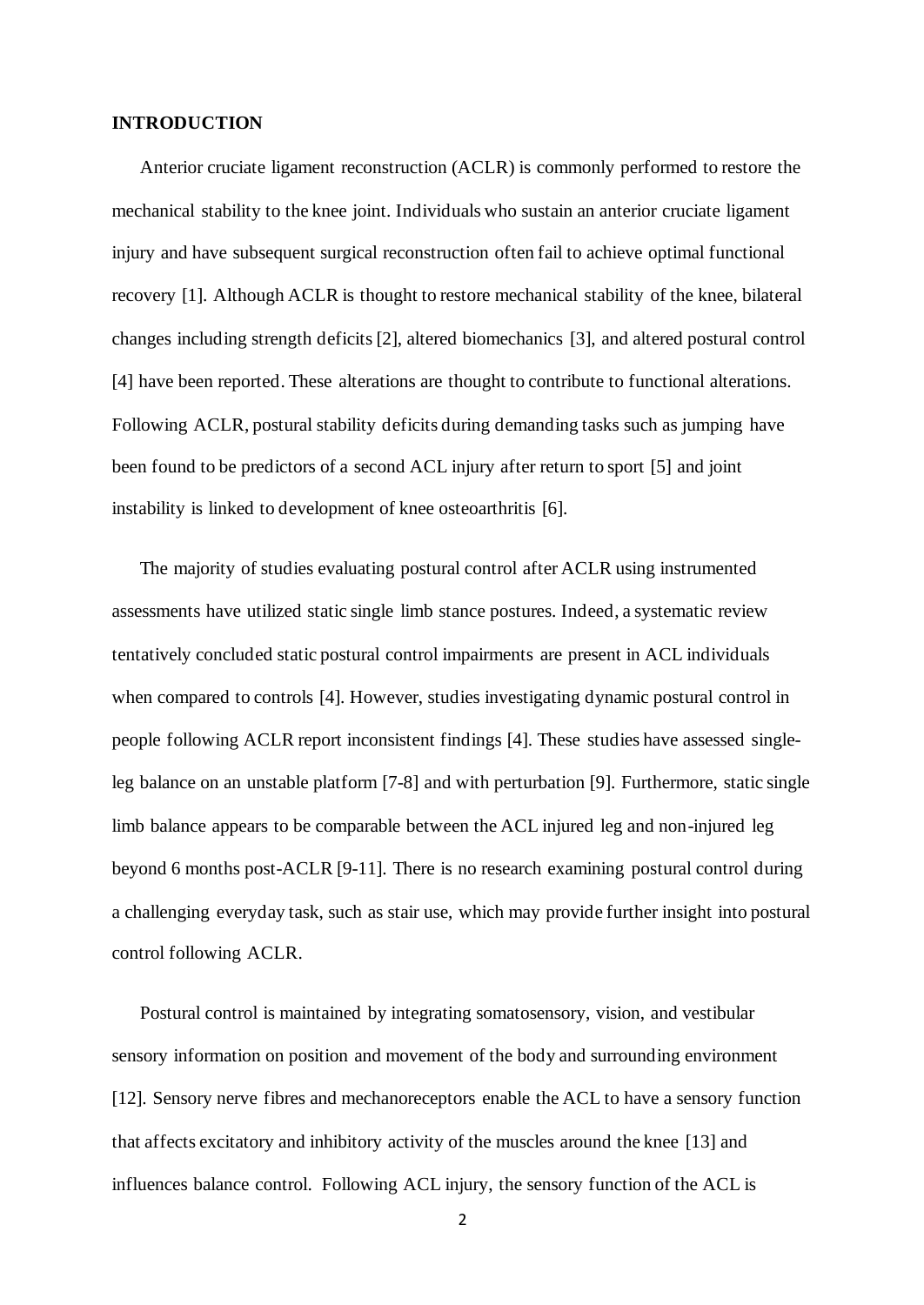## INTRODUCTION

Anterior cruciate ligament reconstruction (ACLR) is commonly performed to restore the mechanical stability to the knee joint. Individuals who sustain an anterior cruciate ligament injury and have subsequent surgical reconstruction often fail to achieve optimal functional recovery [1]. Although ACLR is thought to restore mechanical stability of the knee, bilateral changes including strength deficits [2], altered biomechanics [3], and altered postural control [4] have been reported. These alterations are thought to contribute to functional alterations. Following ACLR, postural stability deficits during demanding tasks such as jumping have been found to be predictors of a second ACL injury after return to sport [5] and joint instability is linked to development of knee osteoarthritis [6].

The majority of studies evaluating postural control after ACLR using instrumented assessments have utilized static single limb stance postures. Indeed, a systematic review tentatively concluded static postural control impairments are present in ACL individuals when compared to controls [4]. However, studies investigating dynamic postural control in people following ACLR report inconsistent findings [4]. These studies have assessed single-leg balance on an unstable platform [7-8] and with perturbation [9]. Furthermore, static single limb balance appears to be comparable between the ACL injured leg and non-injured leg beyond 6 months post-ACLR [9-11]. There is no research examining postural control during a challenging everyday task, such as stair use, which may provide further insight into postural control following ACLR.

Postural control is maintained by integrating somatosensory, vision, and vestibular sensory information on position and movement of the body and surrounding environment [12]. Sensory nerve fibres and mechanoreceptors enable the ACL to have a sensory function that affects excitatory and inhibitory activity of the muscles around the knee [13] and influences balance control. Following ACL injury, the sensory function of the ACL is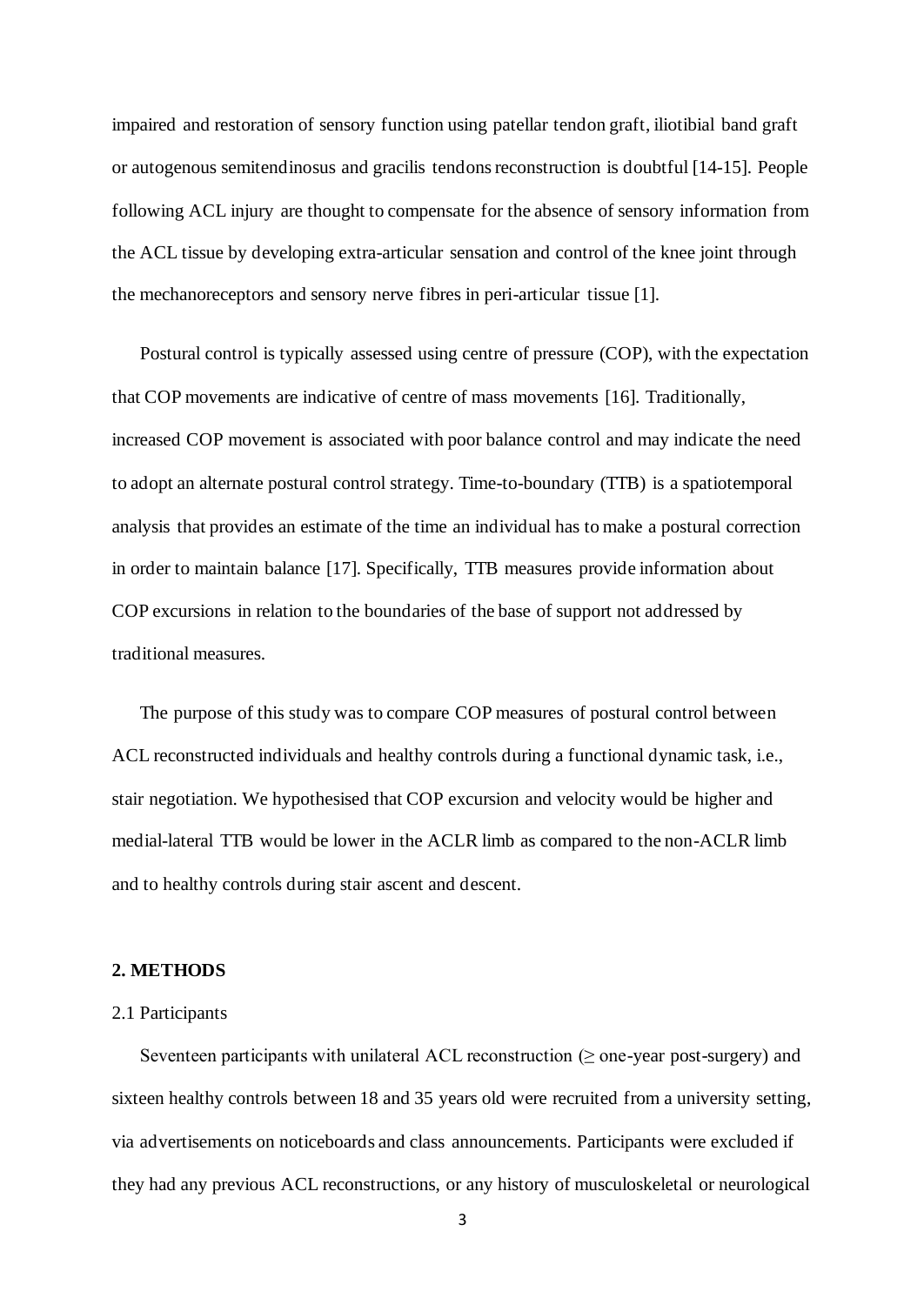impaired and restoration of sensory function using patellar tendon graft, iliotibial band graft or autogenous semitendinosus and gracilis tendons reconstruction is doubtful [14-15]. People following ACL injury are thought to compensate for the absence of sensory information from the ACL tissue by developing extra-articular sensation and control of the knee joint through the mechanoreceptors and sensory nerve fibres in peri-articular tissue [1].

Postural control is typically assessed using centre of pressure (COP), with the expectation that COP movements are indicative of centre of mass movements [16]. Traditionally, increased COP movement is associated with poor balance control and may indicate the need to adopt an alternate postural control strategy. Time-to-boundary (TTB) is a spatiotemporal analysis that provides an estimate of the time an individual has to make a postural correction in order to maintain balance [17]. Specifically, TTB measures provide information about COP excursions in relation to the boundaries of the base of support not addressed by traditional measures.

The purpose of this study was to compare COP measures of postural control between ACL reconstructed individuals and healthy controls during a functional dynamic task, i.e., stair negotiation. We hypothesised that COP excursion and velocity would be higher and medial-lateral TTB would be lower in the ACLR limb as compared to the non-ACLR limb and to healthy controls during stair ascent and descent.

## 2. METHODS

### 2.1 Participants

Seventeen participants with unilateral ACL reconstruction ($\geq$ one-year post-surgery) and sixteen healthy controls between 18 and 35 years old were recruited from a university setting, via advertisements on noticeboards and class announcements. Participants were excluded if they had any previous ACL reconstructions, or any history of musculoskeletal or neurological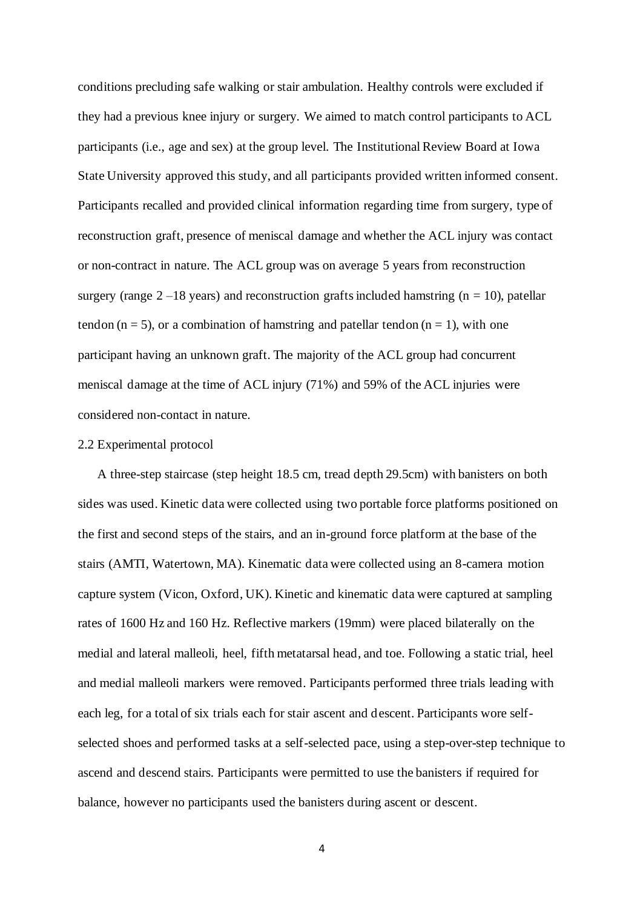conditions precluding safe walking or stair ambulation. Healthy controls were excluded if they had a previous knee injury or surgery. We aimed to match control participants to ACL participants (i.e., age and sex) at the group level. The Institutional Review Board at Iowa State University approved this study, and all participants provided written informed consent. Participants recalled and provided clinical information regarding time from surgery, type of reconstruction graft, presence of meniscal damage and whether the ACL injury was contact or non-contract in nature. The ACL group was on average 5 years from reconstruction surgery (range 2 –18 years) and reconstruction grafts included hamstring (n = 10), patellar tendon (n = 5), or a combination of hamstring and patellar tendon (n = 1), with one participant having an unknown graft. The majority of the ACL group had concurrent meniscal damage at the time of ACL injury (71%) and 59% of the ACL injuries were considered non-contact in nature.

2.2 Experimental protocol

A three-step staircase (step height 18.5 cm, tread depth 29.5cm) with banisters on both sides was used. Kinetic data were collected using two portable force platforms positioned on the first and second steps of the stairs, and an in-ground force platform at the base of the stairs (AMTI, Watertown, MA). Kinematic data were collected using an 8-camera motion capture system (Vicon, Oxford, UK). Kinetic and kinematic data were captured at sampling rates of 1600 Hz and 160 Hz. Reflective markers (19mm) were placed bilaterally on the medial and lateral malleoli, heel, fifth metatarsal head, and toe. Following a static trial, heel and medial malleoli markers were removed. Participants performed three trials leading with each leg, for a total of six trials each for stair ascent and descent. Participants wore self-selected shoes and performed tasks at a self-selected pace, using a step-over-step technique to ascend and descend stairs. Participants were permitted to use the banisters if required for balance, however no participants used the banisters during ascent or descent.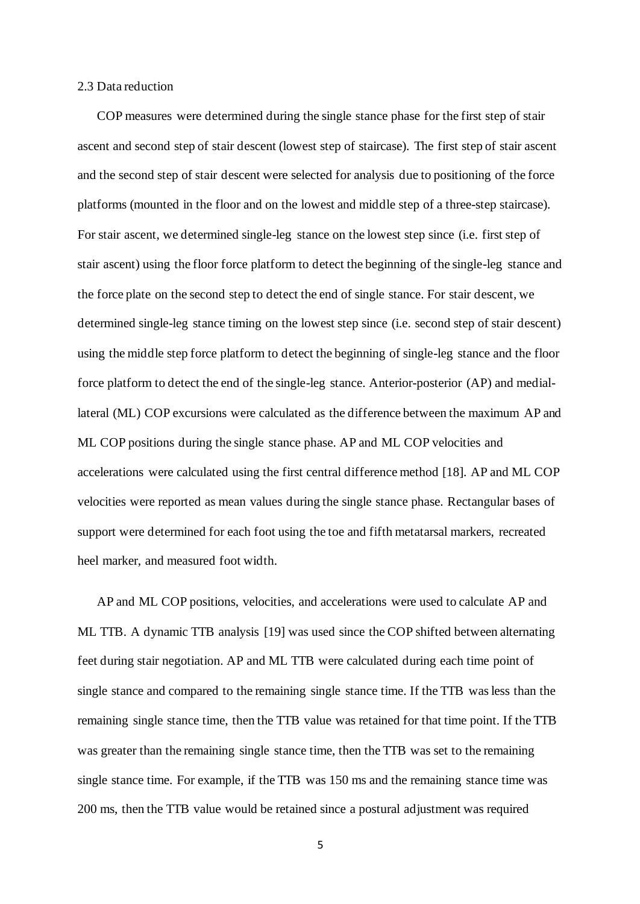### 2.3 Data reduction

COP measures were determined during the single stance phase for the first step of stair ascent and second step of stair descent (lowest step of staircase). The first step of stair ascent and the second step of stair descent were selected for analysis due to positioning of the force platforms (mounted in the floor and on the lowest and middle step of a three-step staircase). For stair ascent, we determined single-leg stance on the lowest step since (i.e. first step of stair ascent) using the floor force platform to detect the beginning of the single-leg stance and the force plate on the second step to detect the end of single stance. For stair descent, we determined single-leg stance timing on the lowest step since (i.e. second step of stair descent) using the middle step force platform to detect the beginning of single-leg stance and the floor force platform to detect the end of the single-leg stance. Anterior-posterior (AP) and medial-lateral (ML) COP excursions were calculated as the difference between the maximum AP and ML COP positions during the single stance phase. AP and ML COP velocities and accelerations were calculated using the first central difference method [18]. AP and ML COP velocities were reported as mean values during the single stance phase. Rectangular bases of support were determined for each foot using the toe and fifth metatarsal markers, recreated heel marker, and measured foot width.

AP and ML COP positions, velocities, and accelerations were used to calculate AP and ML TTB. A dynamic TTB analysis [19] was used since the COP shifted between alternating feet during stair negotiation. AP and ML TTB were calculated during each time point of single stance and compared to the remaining single stance time. If the TTB was less than the remaining single stance time, then the TTB value was retained for that time point. If the TTB was greater than the remaining single stance time, then the TTB was set to the remaining single stance time. For example, if the TTB was 150 ms and the remaining stance time was 200 ms, then the TTB value would be retained since a postural adjustment was required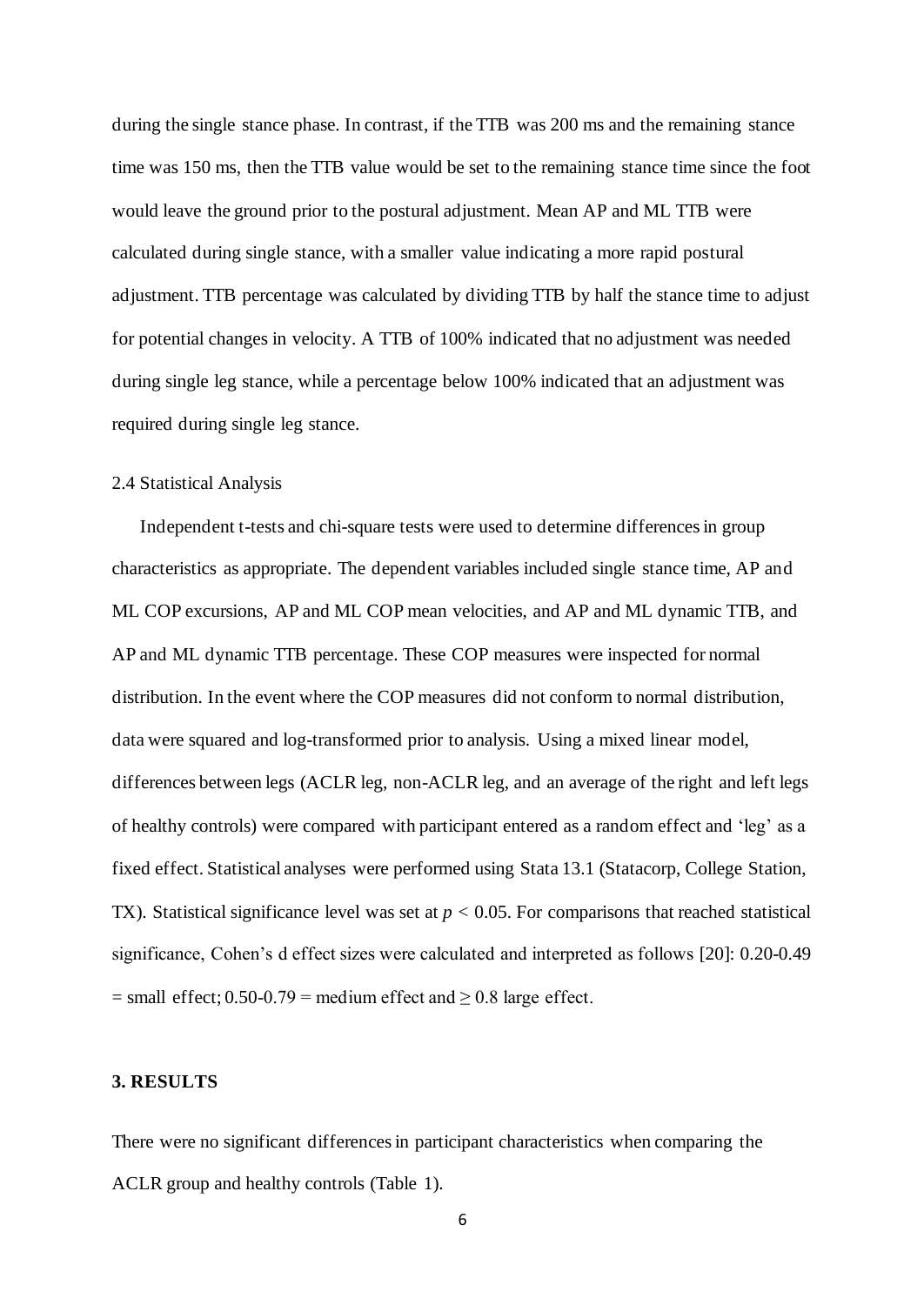during the single stance phase. In contrast, if the TTB was 200 ms and the remaining stance time was 150 ms, then the TTB value would be set to the remaining stance time since the foot would leave the ground prior to the postural adjustment. Mean AP and ML TTB were calculated during single stance, with a smaller value indicating a more rapid postural adjustment. TTB percentage was calculated by dividing TTB by half the stance time to adjust for potential changes in velocity. A TTB of 100% indicated that no adjustment was needed during single leg stance, while a percentage below 100% indicated that an adjustment was required during single leg stance.

### 2.4 Statistical Analysis

Independent t-tests and chi-square tests were used to determine differences in group characteristics as appropriate. The dependent variables included single stance time, AP and ML COP excursions, AP and ML COP mean velocities, and AP and ML dynamic TTB, and AP and ML dynamic TTB percentage. These COP measures were inspected for normal distribution. In the event where the COP measures did not conform to normal distribution, data were squared and log-transformed prior to analysis. Using a mixed linear model, differences between legs (ACLR leg, non-ACLR leg, and an average of the right and left legs of healthy controls) were compared with participant entered as a random effect and 'leg' as a fixed effect. Statistical analyses were performed using Stata 13.1 (Statacorp, College Station, TX). Statistical significance level was set at $p < 0.05$. For comparisons that reached statistical significance, Cohen's d effect sizes were calculated and interpreted as follows [20]: 0.20-0.49 = small effect; 0.50-0.79 = medium effect and $\geq 0.8$ large effect.

## 3. RESULTS

There were no significant differences in participant characteristics when comparing the ACLR group and healthy controls (Table 1).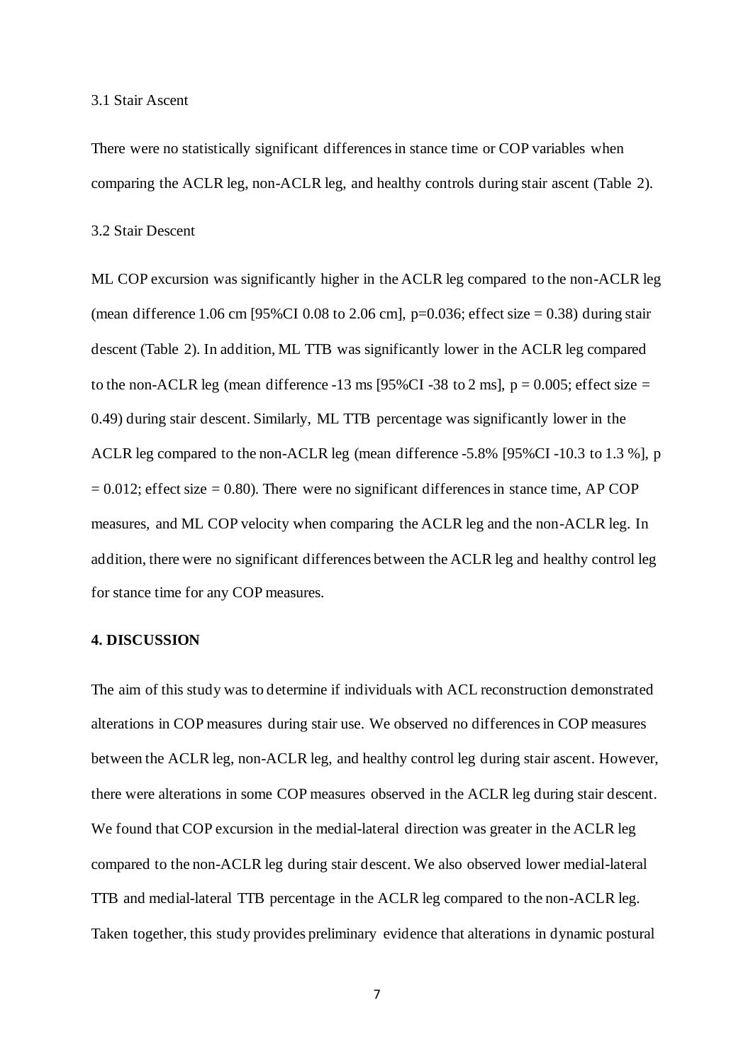### 3.1 Stair Ascent

There were no statistically significant differences in stance time or COP variables when comparing the ACLR leg, non-ACLR leg, and healthy controls during stair ascent (Table 2).

### 3.2 Stair Descent

ML COP excursion was significantly higher in the ACLR leg compared to the non-ACLR leg (mean difference 1.06 cm [95%CI 0.08 to 2.06 cm], $p=0.036$; effect size = 0.38) during stair descent (Table 2). In addition, ML TTB was significantly lower in the ACLR leg compared to the non-ACLR leg (mean difference -13 ms [95%CI -38 to 2 ms], $p = 0.005$; effect size = 0.49) during stair descent. Similarly, ML TTB percentage was significantly lower in the ACLR leg compared to the non-ACLR leg (mean difference -5.8% [95%CI -10.3 to 1.3 %], $p = 0.012$; effect size = 0.80). There were no significant differences in stance time, AP COP measures, and ML COP velocity when comparing the ACLR leg and the non-ACLR leg. In addition, there were no significant differences between the ACLR leg and healthy control leg for stance time for any COP measures.

## 4. DISCUSSION

The aim of this study was to determine if individuals with ACL reconstruction demonstrated alterations in COP measures during stair use. We observed no differences in COP measures between the ACLR leg, non-ACLR leg, and healthy control leg during stair ascent. However, there were alterations in some COP measures observed in the ACLR leg during stair descent. We found that COP excursion in the medial-lateral direction was greater in the ACLR leg compared to the non-ACLR leg during stair descent. We also observed lower medial-lateral TTB and medial-lateral TTB percentage in the ACLR leg compared to the non-ACLR leg. Taken together, this study provides preliminary evidence that alterations in dynamic postural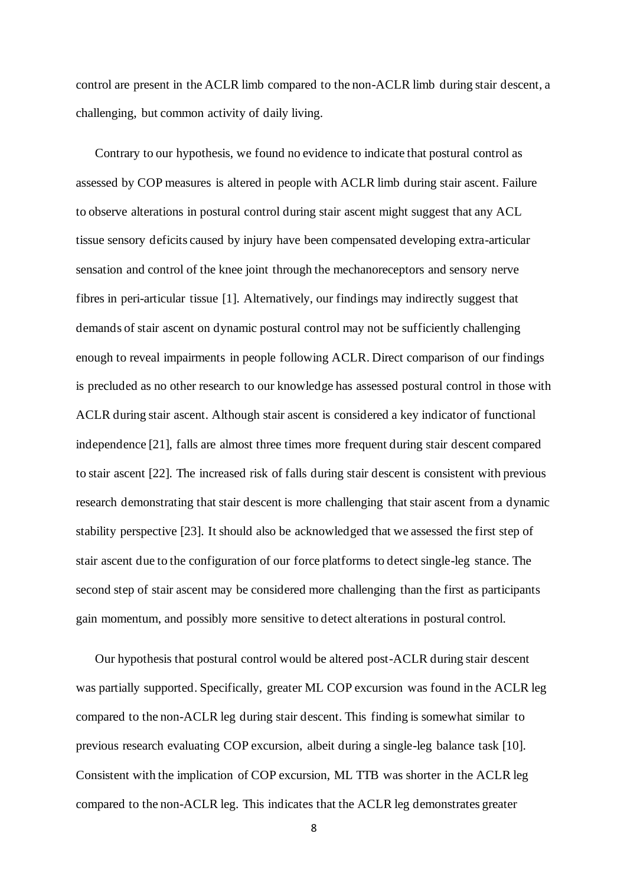control are present in the ACLR limb compared to the non-ACLR limb during stair descent, a challenging, but common activity of daily living.

Contrary to our hypothesis, we found no evidence to indicate that postural control as assessed by COP measures is altered in people with ACLR limb during stair ascent. Failure to observe alterations in postural control during stair ascent might suggest that any ACL tissue sensory deficits caused by injury have been compensated developing extra-articular sensation and control of the knee joint through the mechanoreceptors and sensory nerve fibres in peri-articular tissue [1]. Alternatively, our findings may indirectly suggest that demands of stair ascent on dynamic postural control may not be sufficiently challenging enough to reveal impairments in people following ACLR. Direct comparison of our findings is precluded as no other research to our knowledge has assessed postural control in those with ACLR during stair ascent. Although stair ascent is considered a key indicator of functional independence [21], falls are almost three times more frequent during stair descent compared to stair ascent [22]. The increased risk of falls during stair descent is consistent with previous research demonstrating that stair descent is more challenging that stair ascent from a dynamic stability perspective [23]. It should also be acknowledged that we assessed the first step of stair ascent due to the configuration of our force platforms to detect single-leg stance. The second step of stair ascent may be considered more challenging than the first as participants gain momentum, and possibly more sensitive to detect alterations in postural control.

Our hypothesis that postural control would be altered post-ACLR during stair descent was partially supported. Specifically, greater ML COP excursion was found in the ACLR leg compared to the non-ACLR leg during stair descent. This finding is somewhat similar to previous research evaluating COP excursion, albeit during a single-leg balance task [10]. Consistent with the implication of COP excursion, ML TTB was shorter in the ACLR leg compared to the non-ACLR leg. This indicates that the ACLR leg demonstrates greater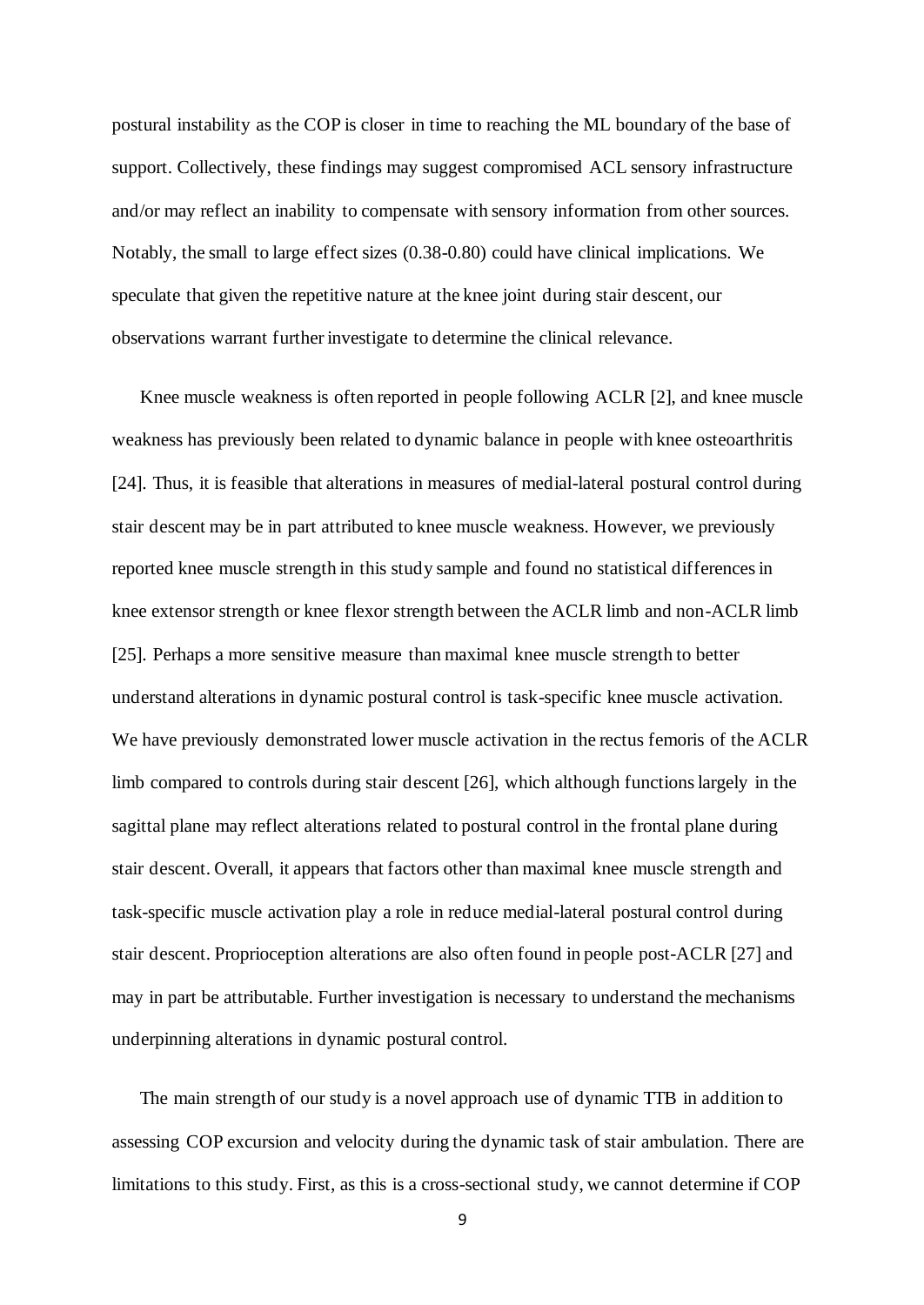postural instability as the COP is closer in time to reaching the ML boundary of the base of support. Collectively, these findings may suggest compromised ACL sensory infrastructure and/or may reflect an inability to compensate with sensory information from other sources. Notably, the small to large effect sizes (0.38-0.80) could have clinical implications. We speculate that given the repetitive nature at the knee joint during stair descent, our observations warrant further investigate to determine the clinical relevance.

Knee muscle weakness is often reported in people following ACLR [2], and knee muscle weakness has previously been related to dynamic balance in people with knee osteoarthritis [24]. Thus, it is feasible that alterations in measures of medial-lateral postural control during stair descent may be in part attributed to knee muscle weakness. However, we previously reported knee muscle strength in this study sample and found no statistical differences in knee extensor strength or knee flexor strength between the ACLR limb and non-ACLR limb [25]. Perhaps a more sensitive measure than maximal knee muscle strength to better understand alterations in dynamic postural control is task-specific knee muscle activation. We have previously demonstrated lower muscle activation in the rectus femoris of the ACLR limb compared to controls during stair descent [26], which although functions largely in the sagittal plane may reflect alterations related to postural control in the frontal plane during stair descent. Overall, it appears that factors other than maximal knee muscle strength and task-specific muscle activation play a role in reduce medial-lateral postural control during stair descent. Proprioception alterations are also often found in people post-ACLR [27] and may in part be attributable. Further investigation is necessary to understand the mechanisms underpinning alterations in dynamic postural control.

The main strength of our study is a novel approach use of dynamic TTB in addition to assessing COP excursion and velocity during the dynamic task of stair ambulation. There are limitations to this study. First, as this is a cross-sectional study, we cannot determine if COP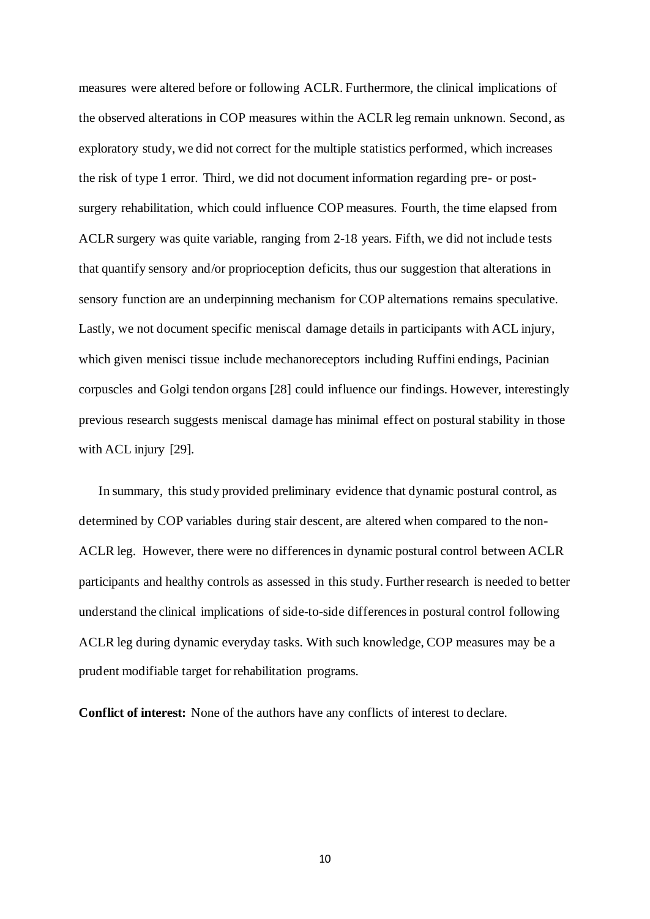measures were altered before or following ACLR. Furthermore, the clinical implications of the observed alterations in COP measures within the ACLR leg remain unknown. Second, as exploratory study, we did not correct for the multiple statistics performed, which increases the risk of type 1 error. Third, we did not document information regarding pre- or post-surgery rehabilitation, which could influence COP measures. Fourth, the time elapsed from ACLR surgery was quite variable, ranging from 2-18 years. Fifth, we did not include tests that quantify sensory and/or proprioception deficits, thus our suggestion that alterations in sensory function are an underpinning mechanism for COP alternations remains speculative. Lastly, we not document specific meniscal damage details in participants with ACL injury, which given menisci tissue include mechanoreceptors including Ruffini endings, Pacinian corpuscles and Golgi tendon organs [28] could influence our findings. However, interestingly previous research suggests meniscal damage has minimal effect on postural stability in those with ACL injury [29].

In summary, this study provided preliminary evidence that dynamic postural control, as determined by COP variables during stair descent, are altered when compared to the non-ACLR leg. However, there were no differences in dynamic postural control between ACLR participants and healthy controls as assessed in this study. Further research is needed to better understand the clinical implications of side-to-side differences in postural control following ACLR leg during dynamic everyday tasks. With such knowledge, COP measures may be a prudent modifiable target for rehabilitation programs.

**Conflict of interest:** None of the authors have any conflicts of interest to declare.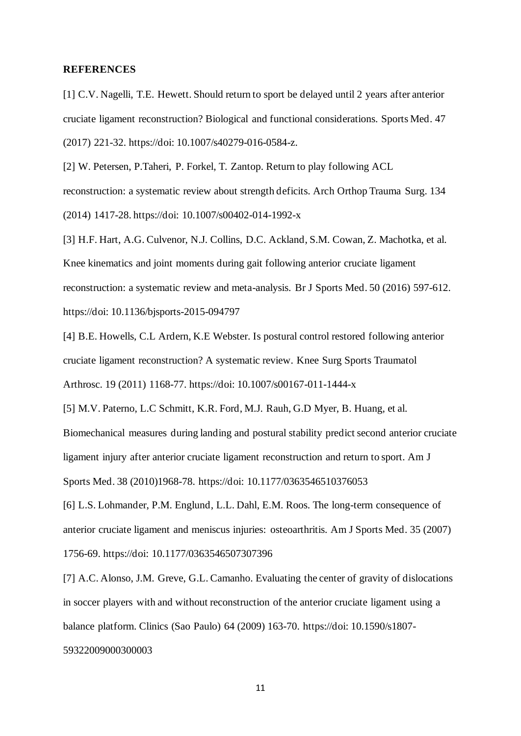**REFERENCES**

[1] C.V. Nagelli, T.E. Hewett. Should return to sport be delayed until 2 years after anterior cruciate ligament reconstruction? Biological and functional considerations. Sports Med. 47 (2017) 221-32. https://doi: 10.1007/s40279-016-0584-z.

[2] W. Petersen, P.Taheri, P. Forkel, T. Zantop. Return to play following ACL reconstruction: a systematic review about strength deficits. Arch Orthop Trauma Surg. 134 (2014) 1417-28. https://doi: 10.1007/s00402-014-1992-x

[3] H.F. Hart, A.G. Culvenor, N.J. Collins, D.C. Ackland, S.M. Cowan, Z. Machotka, et al. Knee kinematics and joint moments during gait following anterior cruciate ligament reconstruction: a systematic review and meta-analysis. Br J Sports Med. 50 (2016) 597-612. https://doi: 10.1136/bjsports-2015-094797

[4] B.E. Howells, C.L Ardern, K.E Webster. Is postural control restored following anterior cruciate ligament reconstruction? A systematic review. Knee Surg Sports Traumatol Arthrosc. 19 (2011) 1168-77. https://doi: 10.1007/s00167-011-1444-x

[5] M.V. Paterno, L.C Schmitt, K.R. Ford, M.J. Rauh, G.D Myer, B. Huang, et al. Biomechanical measures during landing and postural stability predict second anterior cruciate ligament injury after anterior cruciate ligament reconstruction and return to sport. Am J Sports Med. 38 (2010)1968-78. https://doi: 10.1177/0363546510376053

[6] L.S. Lohmander, P.M. Englund, L.L. Dahl, E.M. Roos. The long-term consequence of anterior cruciate ligament and meniscus injuries: osteoarthritis. Am J Sports Med. 35 (2007) 1756-69. https://doi: 10.1177/0363546507307396

[7] A.C. Alonso, J.M. Greve, G.L. Camanho. Evaluating the center of gravity of dislocations in soccer players with and without reconstruction of the anterior cruciate ligament using a balance platform. Clinics (Sao Paulo) 64 (2009) 163-70. https://doi: 10.1590/s1807-59322009000300003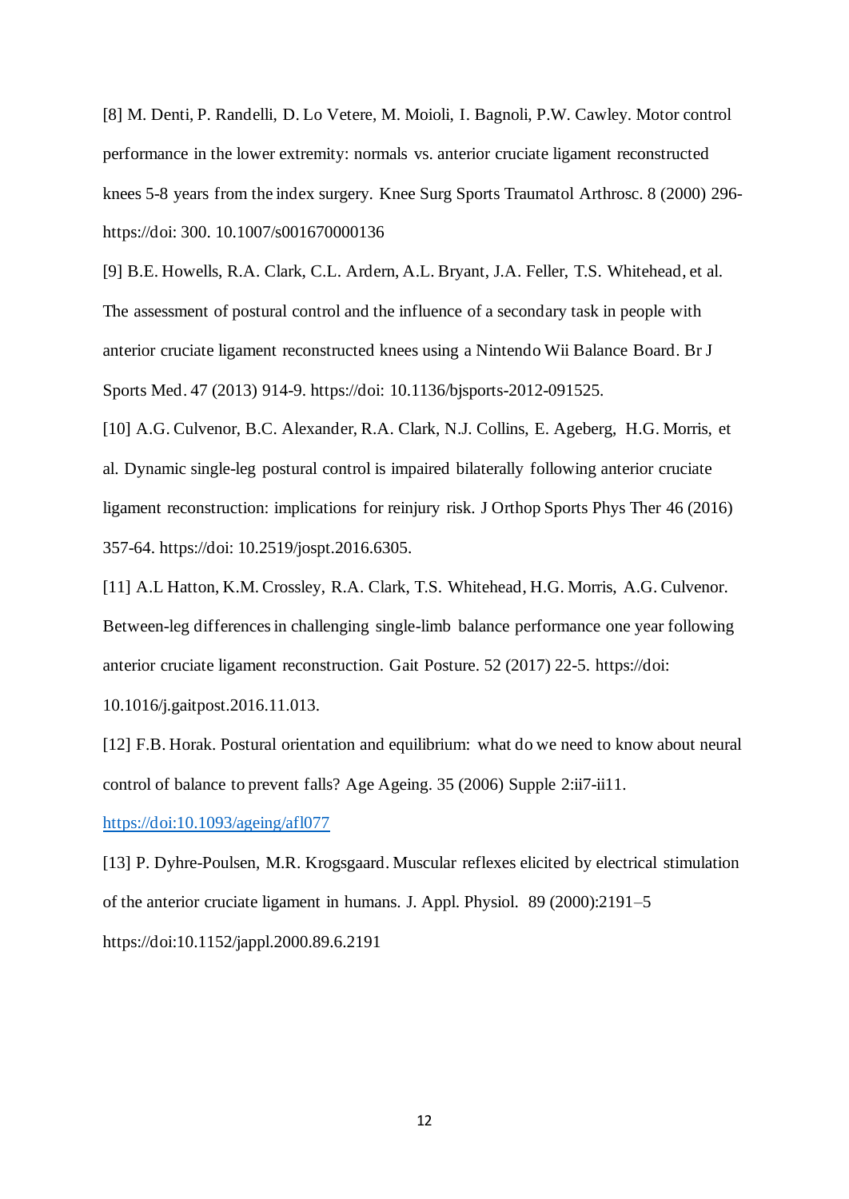[8] M. Denti, P. Randelli, D. Lo Vetere, M. Moioli, I. Bagnoli, P.W. Cawley. Motor control performance in the lower extremity: normals vs. anterior cruciate ligament reconstructed knees 5-8 years from the index surgery. Knee Surg Sports Traumatol Arthrosc. 8 (2000) 296-https://doi: 300. 10.1007/s001670000136

[9] B.E. Howells, R.A. Clark, C.L. Ardern, A.L. Bryant, J.A. Feller, T.S. Whitehead, et al. The assessment of postural control and the influence of a secondary task in people with anterior cruciate ligament reconstructed knees using a Nintendo Wii Balance Board. Br J Sports Med. 47 (2013) 914-9. https://doi: 10.1136/bjsports-2012-091525.

[10] A.G. Culvenor, B.C. Alexander, R.A. Clark, N.J. Collins, E. Ageberg, H.G. Morris, et al. Dynamic single-leg postural control is impaired bilaterally following anterior cruciate ligament reconstruction: implications for reinjury risk. J Orthop Sports Phys Ther 46 (2016) 357-64. https://doi: 10.2519/jospt.2016.6305.

[11] A.L Hatton, K.M. Crossley, R.A. Clark, T.S. Whitehead, H.G. Morris, A.G. Culvenor. Between-leg differences in challenging single-limb balance performance one year following anterior cruciate ligament reconstruction. Gait Posture. 52 (2017) 22-5. https://doi: 10.1016/j.gaitpost.2016.11.013.

[12] F.B. Horak. Postural orientation and equilibrium: what do we need to know about neural control of balance to prevent falls? Age Ageing. 35 (2006) Supple 2:ii7-ii11. https://doi:10.1093/ageing/afl077

[13] P. Dyhre-Poulsen, M.R. Krogsgaard. Muscular reflexes elicited by electrical stimulation of the anterior cruciate ligament in humans. J. Appl. Physiol. 89 (2000):2191–5 https://doi:10.1152/jappl.2000.89.6.2191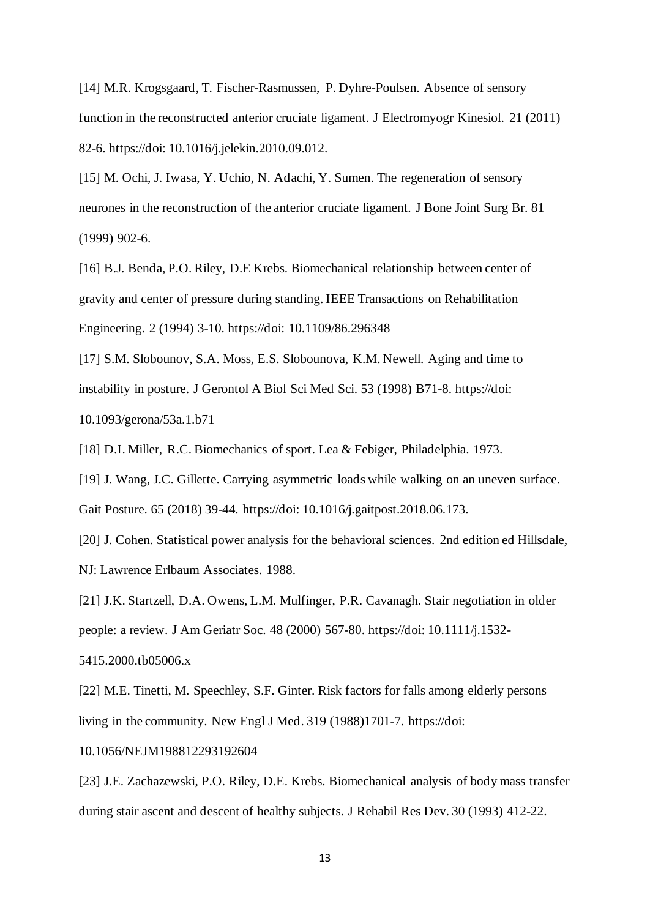[14] M.R. Krogsgaard, T. Fischer-Rasmussen, P. Dyhre-Poulsen. Absence of sensory function in the reconstructed anterior cruciate ligament. J Electromyogr Kinesiol. 21 (2011) 82-6. https://doi: 10.1016/j.jelekin.2010.09.012.

[15] M. Ochi, J. Iwasa, Y. Uchio, N. Adachi, Y. Sumen. The regeneration of sensory neurones in the reconstruction of the anterior cruciate ligament. J Bone Joint Surg Br. 81 (1999) 902-6.

[16] B.J. Benda, P.O. Riley, D.E Krebs. Biomechanical relationship between center of gravity and center of pressure during standing. IEEE Transactions on Rehabilitation Engineering. 2 (1994) 3-10. https://doi: 10.1109/86.296348

[17] S.M. Slobounov, S.A. Moss, E.S. Slobounova, K.M. Newell. Aging and time to instability in posture. J Gerontol A Biol Sci Med Sci. 53 (1998) B71-8. https://doi: 10.1093/gerona/53a.1.b71

[18] D.I. Miller, R.C. Biomechanics of sport. Lea & Febiger, Philadelphia. 1973.

[19] J. Wang, J.C. Gillette. Carrying asymmetric loads while walking on an uneven surface. Gait Posture. 65 (2018) 39-44. https://doi: 10.1016/j.gaitpost.2018.06.173.

[20] J. Cohen. Statistical power analysis for the behavioral sciences. 2nd edition ed Hillsdale, NJ: Lawrence Erlbaum Associates. 1988.

[21] J.K. Startzell, D.A. Owens, L.M. Mulfinger, P.R. Cavanagh. Stair negotiation in older people: a review. J Am Geriatr Soc. 48 (2000) 567-80. https://doi: 10.1111/j.1532-5415.2000.tb05006.x

[22] M.E. Tinetti, M. Speechley, S.F. Ginter. Risk factors for falls among elderly persons living in the community. New Engl J Med. 319 (1988)1701-7. https://doi: 10.1056/NEJM198812293192604

[23] J.E. Zachazewski, P.O. Riley, D.E. Krebs. Biomechanical analysis of body mass transfer during stair ascent and descent of healthy subjects. J Rehabil Res Dev. 30 (1993) 412-22.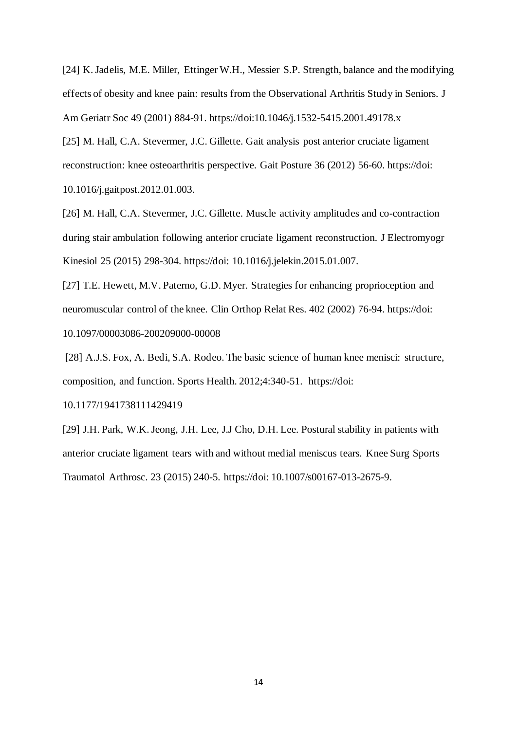[24] K. Jadelis, M.E. Miller, Ettinger W.H., Messier S.P. Strength, balance and the modifying effects of obesity and knee pain: results from the Observational Arthritis Study in Seniors. J Am Geriatr Soc 49 (2001) 884-91. https://doi:10.1046/j.1532-5415.2001.49178.x

[25] M. Hall, C.A. Stevermer, J.C. Gillette. Gait analysis post anterior cruciate ligament reconstruction: knee osteoarthritis perspective. Gait Posture 36 (2012) 56-60. https://doi: 10.1016/j.gaitpost.2012.01.003.

[26] M. Hall, C.A. Stevermer, J.C. Gillette. Muscle activity amplitudes and co-contraction during stair ambulation following anterior cruciate ligament reconstruction. J Electromyogr Kinesiol 25 (2015) 298-304. https://doi: 10.1016/j.jelekin.2015.01.007.

[27] T.E. Hewett, M.V. Paterno, G.D. Myer. Strategies for enhancing proprioception and neuromuscular control of the knee. Clin Orthop Relat Res. 402 (2002) 76-94. https://doi: 10.1097/00003086-200209000-00008

[28] A.J.S. Fox, A. Bedi, S.A. Rodeo. The basic science of human knee menisci: structure, composition, and function. Sports Health. 2012;4:340-51. https://doi: 10.1177/1941738111429419

[29] J.H. Park, W.K. Jeong, J.H. Lee, J.J Cho, D.H. Lee. Postural stability in patients with anterior cruciate ligament tears with and without medial meniscus tears. Knee Surg Sports Traumatol Arthrosc. 23 (2015) 240-5. https://doi: 10.1007/s00167-013-2675-9.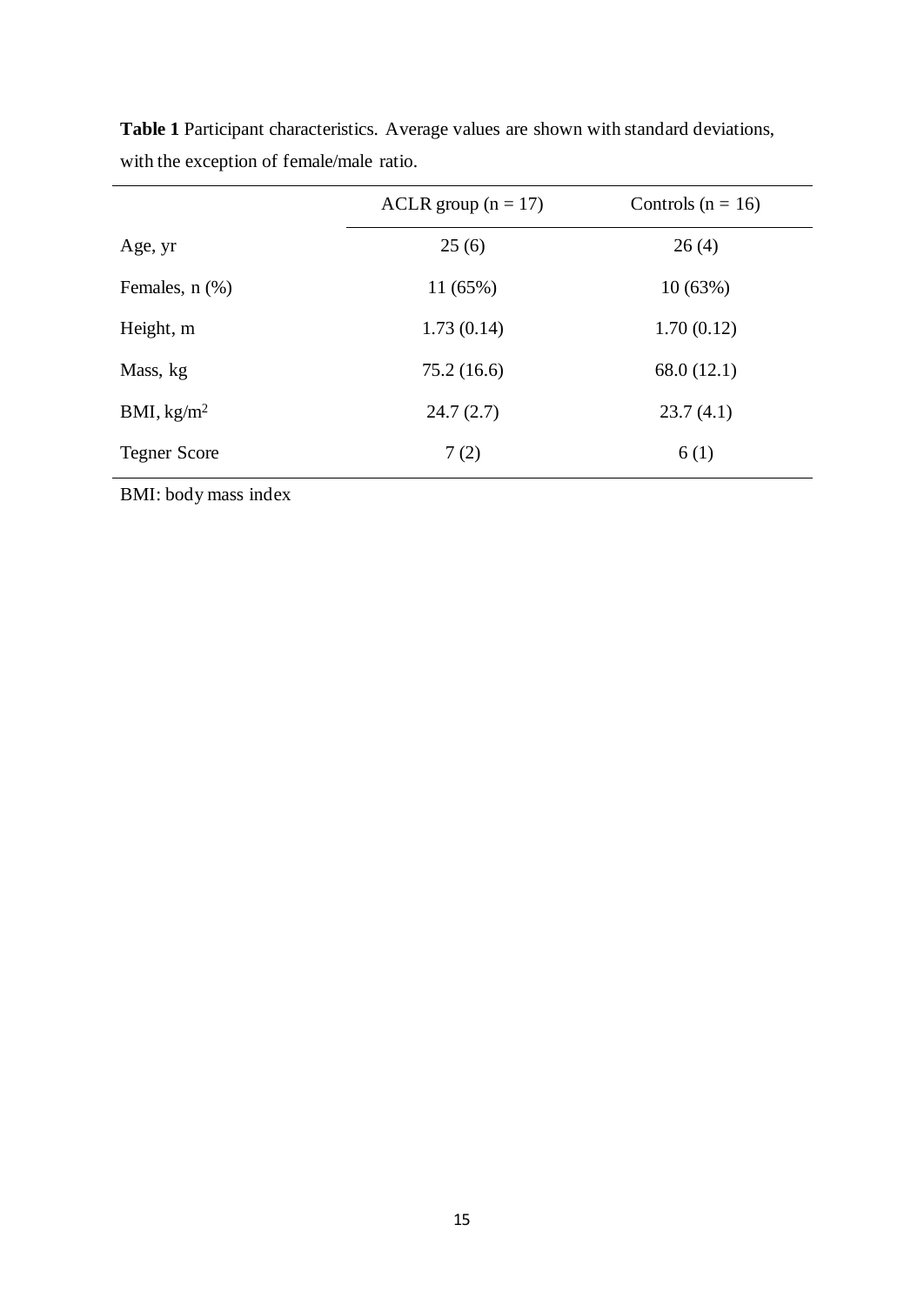**Table 1** Participant characteristics. Average values are shown with standard deviations, with the exception of female/male ratio.

| | ACLR group (n = 17) | Controls (n = 16) |
|---|---|---|
| Age, yr | 25 (6) | 26 (4) |
| Females, n (%) | 11 (65%) | 10 (63%) |
| Height, m | 1.73 (0.14) | 1.70 (0.12) |
| Mass, kg | 75.2 (16.6) | 68.0 (12.1) |
| BMI, $kg/m^2$ | 24.7 (2.7) | 23.7 (4.1) |
| Tegner Score | 7 (2) | 6 (1) |

BMI: body mass index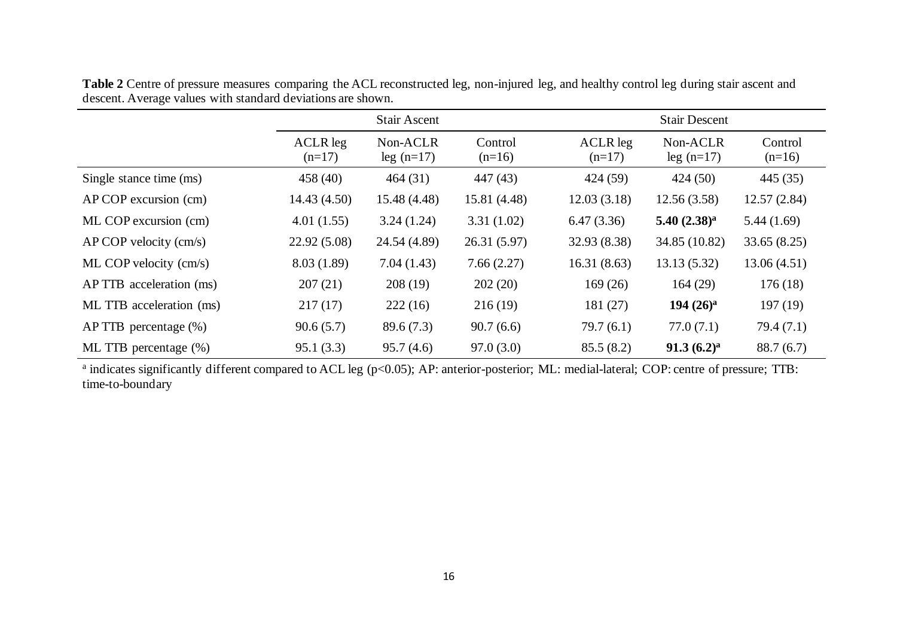**Table 2** Centre of pressure measures comparing the ACL reconstructed leg, non-injured leg, and healthy control leg during stair ascent and descent. Average values with standard deviations are shown.

| | Stair Ascent | | | Stair Descent | | |
|---|---|---|---|---|---|---|
| | ACLR leg (n=17) | Non-ACLR leg (n=17) | Control (n=16) | ACLR leg (n=17) | Non-ACLR leg (n=17) | Control (n=16) |
| Single stance time (ms) | 458 (40) | 464 (31) | 447 (43) | 424 (59) | 424 (50) | 445 (35) |
| AP COP excursion (cm) | 14.43 (4.50) | 15.48 (4.48) | 15.81 (4.48) | 12.03 (3.18) | 12.56 (3.58) | 12.57 (2.84) |
| ML COP excursion (cm) | 4.01 (1.55) | 3.24 (1.24) | 3.31 (1.02) | 6.47 (3.36) | **5.40 (2.38)**[a] | 5.44 (1.69) |
| AP COP velocity (cm/s) | 22.92 (5.08) | 24.54 (4.89) | 26.31 (5.97) | 32.93 (8.38) | 34.85 (10.82) | 33.65 (8.25) |
| ML COP velocity (cm/s) | 8.03 (1.89) | 7.04 (1.43) | 7.66 (2.27) | 16.31 (8.63) | 13.13 (5.32) | 13.06 (4.51) |
| AP TTB acceleration (ms) | 207 (21) | 208 (19) | 202 (20) | 169 (26) | 164 (29) | 176 (18) |
| ML TTB acceleration (ms) | 217 (17) | 222 (16) | 216 (19) | 181 (27) | **194 (26)**[a] | 197 (19) |
| AP TTB percentage (%) | 90.6 (5.7) | 89.6 (7.3) | 90.7 (6.6) | 79.7 (6.1) | 77.0 (7.1) | 79.4 (7.1) |
| ML TTB percentage (%) | 95.1 (3.3) | 95.7 (4.6) | 97.0 (3.0) | 85.5 (8.2) | **91.3 (6.2)**[a] | 88.7 (6.7) |

[a] indicates significantly different compared to ACL leg ($p<0.05$); AP: anterior-posterior; ML: medial-lateral; COP: centre of pressure; TTB: time-to-boundary